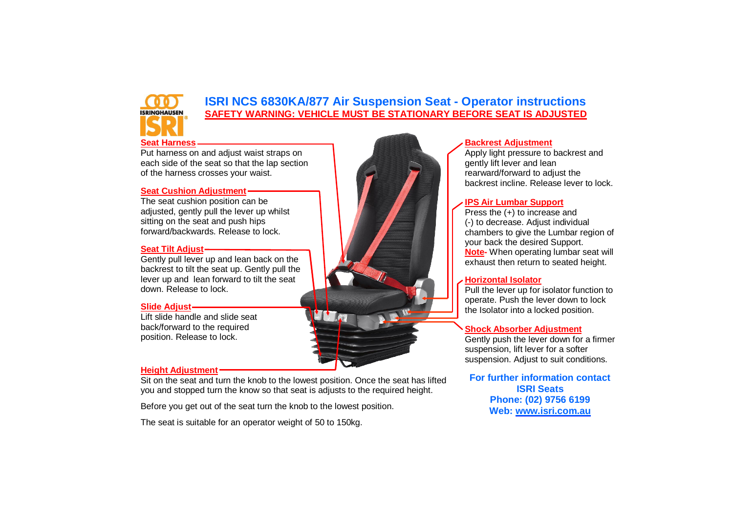# ISRI NCS 6830KA/877 Air Suspension Seat - Operator instructions

**SAFETY WARNING: VEHICLE MUST BE STATIONARY BEFORE SEAT IS ADJUSTED**

### Seat Harness

Put harness on and adjust waist straps on each side of the seat so that the lap section of the harness crosses your waist.

### Seat Cushion Adjustment

The seat cushion position can be adjusted, gently pull the lever up whilst sitting on the seat and push hips forward/backwards. Release to lock.

### Seat Tilt Adjust

Gently pull lever up and lean back on the backrest to tilt the seat up. Gently pull the lever up and lean forward to tilt the seat down. Release to lock.

### Slide Adjust

Lift slide handle and slide seat back/forward to the required position. Release to lock.

### Height Adjustment

Sit on the seat and turn the knob to the lowest position. Once the seat has lifted you and stopped turn the know so that seat is adjusts to the required height.

Before you get out of the seat turn the knob to the lowest position.

The seat is suitable for an operator weight of 50 to 150kg.

### Backrest Adjustment

Apply light pressure to backrest and gently lift lever and lean rearward/forward to adjust the backrest incline. Release lever to lock.

### IPS Air Lumbar Support

Press the (+) to increase and (-) to decrease. Adjust individual chambers to give the Lumbar region of your back the desired Support.

**Note-** When operating lumbar seat will exhaust then return to seated height.

### Horizontal Isolator

Pull the lever up for isolator function to operate. Push the lever down to lock the Isolator into a locked position.

### Shock Absorber Adjustment

Gently push the lever down for a firmer suspension, lift lever for a softer suspension. Adjust to suit conditions.

**For further information contact**
**ISRI Seats**
**Phone: (02) 9756 6199**
**Web: www.isri.com.au**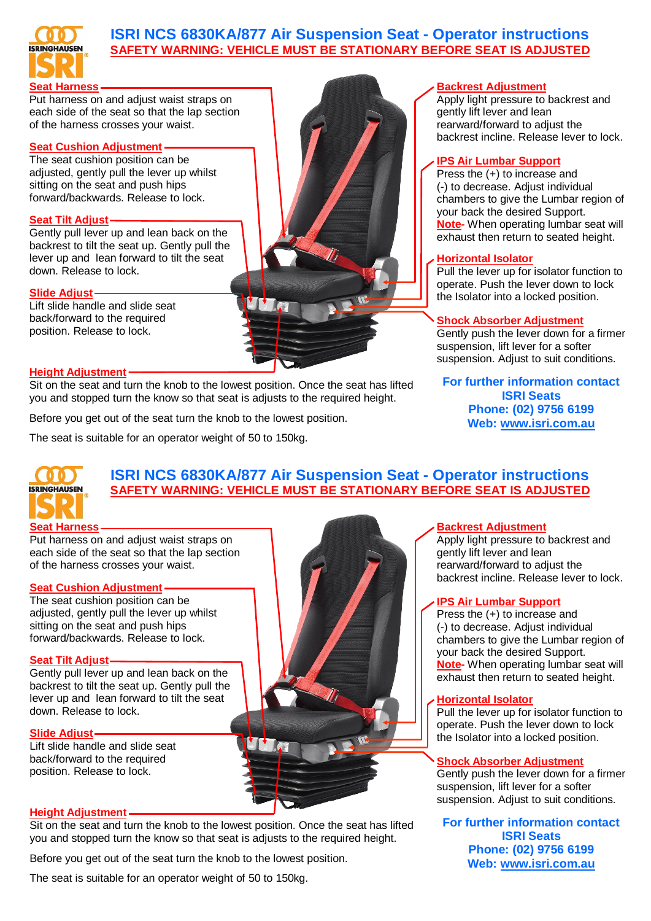ISRINGHAUSEN ISRI

# ISRI NCS 6830KA/877 Air Suspension Seat - Operator instructions

**SAFETY WARNING: VEHICLE MUST BE STATIONARY BEFORE SEAT IS ADJUSTED**

**Seat Harness**
Put harness on and adjust waist straps on each side of the seat so that the lap section of the harness crosses your waist.

**Seat Cushion Adjustment**
The seat cushion position can be adjusted, gently pull the lever up whilst sitting on the seat and push hips forward/backwards. Release to lock.

**Seat Tilt Adjust**
Gently pull lever up and lean back on the backrest to tilt the seat up. Gently pull the lever up and lean forward to tilt the seat down. Release to lock.

**Slide Adjust**
Lift slide handle and slide seat back/forward to the required position. Release to lock.

**Height Adjustment**
Sit on the seat and turn the knob to the lowest position. Once the seat has lifted you and stopped turn the know so that seat is adjusts to the required height.

Before you get out of the seat turn the knob to the lowest position.

The seat is suitable for an operator weight of 50 to 150kg.

**Backrest Adjustment**
Apply light pressure to backrest and gently lift lever and lean rearward/forward to adjust the backrest incline. Release lever to lock.

**IPS Air Lumbar Support**
Press the (+) to increase and (-) to decrease. Adjust individual chambers to give the Lumbar region of your back the desired Support.
**Note**- When operating lumbar seat will exhaust then return to seated height.

**Horizontal Isolator**
Pull the lever up for isolator function to operate. Push the lever down to lock the Isolator into a locked position.

**Shock Absorber Adjustment**
Gently push the lever down for a firmer suspension, lift lever for a softer suspension. Adjust to suit conditions.

**For further information contact**
**ISRI Seats**
**Phone: (02) 9756 6199**
**Web: www.isri.com.au**

ISRINGHAUSEN ISRI

# ISRI NCS 6830KA/877 Air Suspension Seat - Operator instructions

**SAFETY WARNING: VEHICLE MUST BE STATIONARY BEFORE SEAT IS ADJUSTED**

**Seat Harness**
Put harness on and adjust waist straps on each side of the seat so that the lap section of the harness crosses your waist.

**Seat Cushion Adjustment**
The seat cushion position can be adjusted, gently pull the lever up whilst sitting on the seat and push hips forward/backwards. Release to lock.

**Seat Tilt Adjust**
Gently pull lever up and lean back on the backrest to tilt the seat up. Gently pull the lever up and lean forward to tilt the seat down. Release to lock.

**Slide Adjust**
Lift slide handle and slide seat back/forward to the required position. Release to lock.

**Height Adjustment**
Sit on the seat and turn the knob to the lowest position. Once the seat has lifted you and stopped turn the know so that seat is adjusts to the required height.

Before you get out of the seat turn the knob to the lowest position.

The seat is suitable for an operator weight of 50 to 150kg.

**Backrest Adjustment**
Apply light pressure to backrest and gently lift lever and lean rearward/forward to adjust the backrest incline. Release lever to lock.

**IPS Air Lumbar Support**
Press the (+) to increase and (-) to decrease. Adjust individual chambers to give the Lumbar region of your back the desired Support.
**Note**- When operating lumbar seat will exhaust then return to seated height.

**Horizontal Isolator**
Pull the lever up for isolator function to operate. Push the lever down to lock the Isolator into a locked position.

**Shock Absorber Adjustment**
Gently push the lever down for a firmer suspension, lift lever for a softer suspension. Adjust to suit conditions.

**For further information contact**
**ISRI Seats**
**Phone: (02) 9756 6199**
**Web: www.isri.com.au**